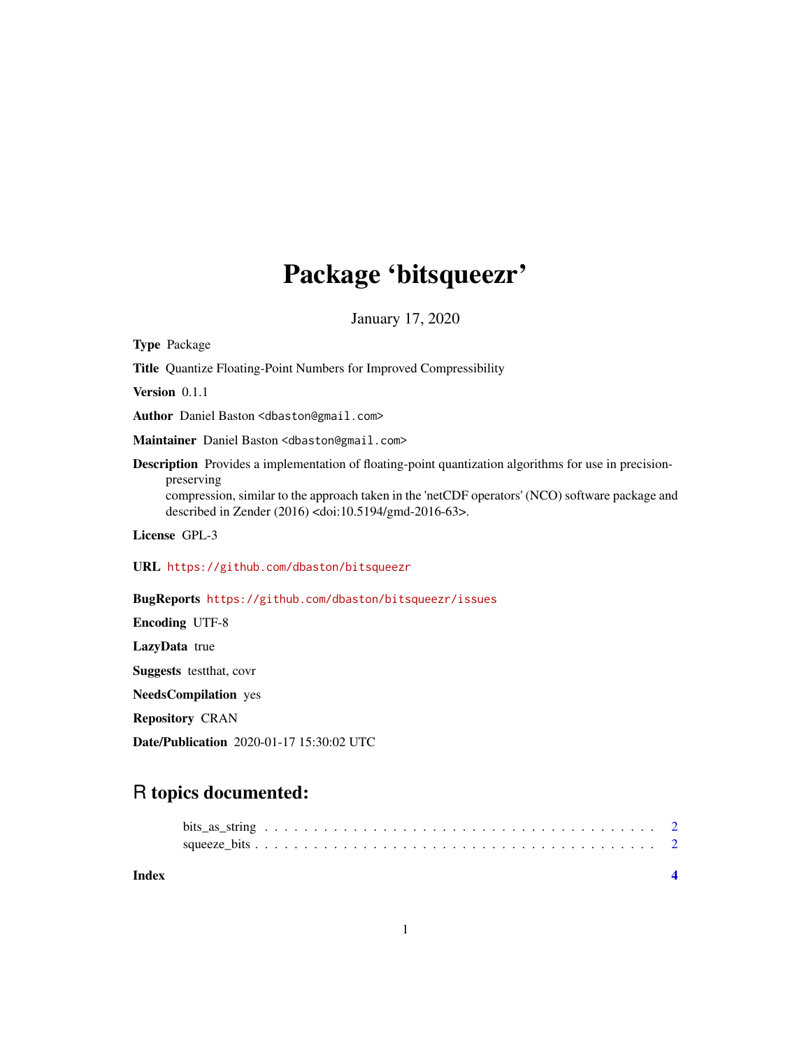# Package 'bitsqueezr'

January 17, 2020

**Type** Package

**Title** Quantize Floating-Point Numbers for Improved Compressibility

**Version** 0.1.1

**Author** Daniel Baston <dbaston@gmail.com>

**Maintainer** Daniel Baston <dbaston@gmail.com>

**Description** Provides a implementation of floating-point quantization algorithms for use in precision-preserving
compression, similar to the approach taken in the 'netCDF operators' (NCO) software package and described in Zender (2016) <doi:10.5194/gmd-2016-63>.

**License** GPL-3

**URL** https://github.com/dbaston/bitsqueezr

**BugReports** https://github.com/dbaston/bitsqueezr/issues

**Encoding** UTF-8

**LazyData** true

**Suggests** testthat, covr

**NeedsCompilation** yes

**Repository** CRAN

**Date/Publication** 2020-01-17 15:30:02 UTC

## R topics documented:

bits_as_string . . . . . . . . . . . . . . . . . . . . . . . . . . . . . . . . . . . . . . 2
squeeze_bits . . . . . . . . . . . . . . . . . . . . . . . . . . . . . . . . . . . . . . . 2

**Index** **4**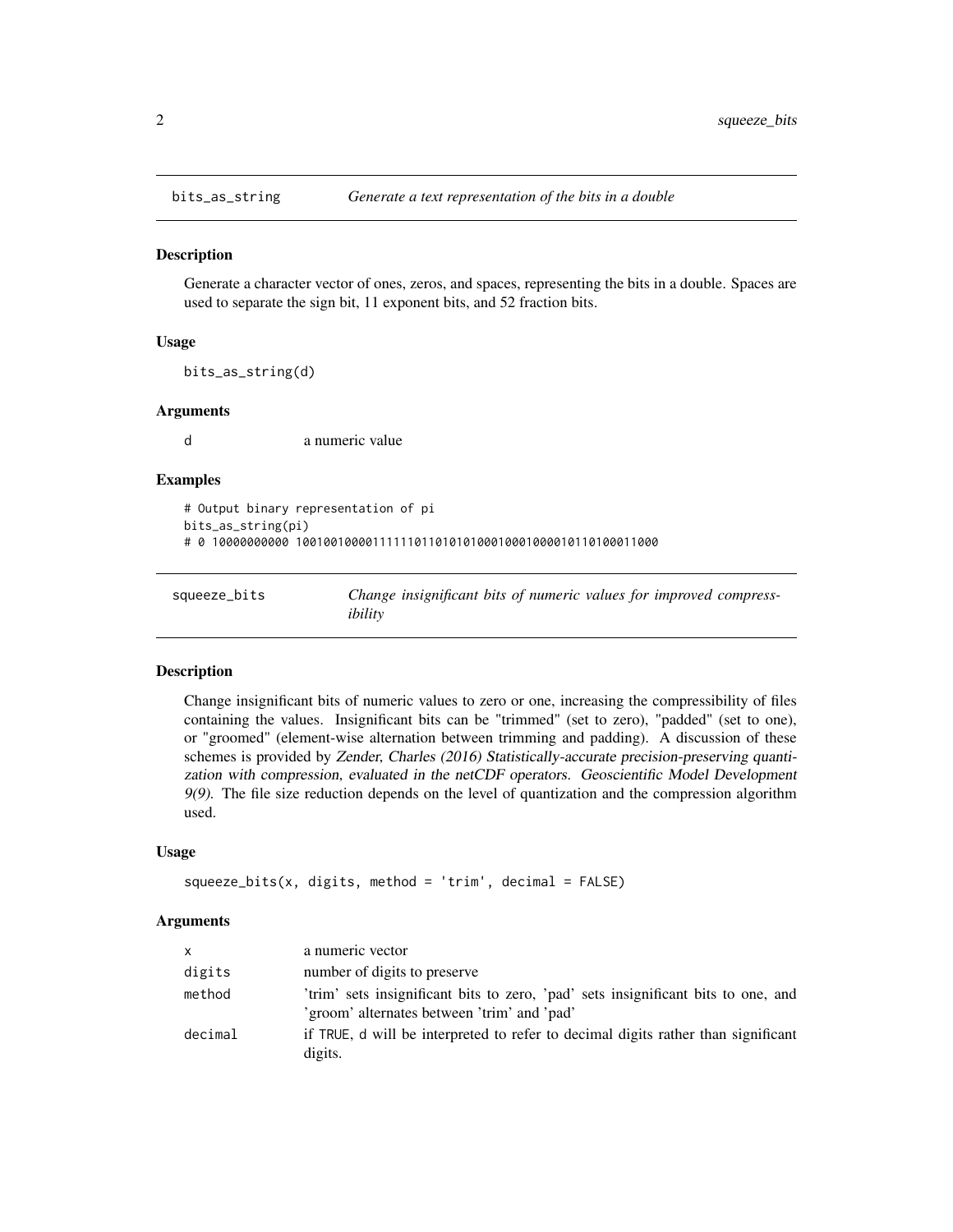## bits_as_string — *Generate a text representation of the bits in a double*

### Description

Generate a character vector of ones, zeros, and spaces, representing the bits in a double. Spaces are used to separate the sign bit, 11 exponent bits, and 52 fraction bits.

### Usage

```
bits_as_string(d)
```

### Arguments

| | |
|---|---|
| d | a numeric value |

### Examples

```
# Output binary representation of pi
bits_as_string(pi)
# 0 10000000000 1001001000011111101101010100010001000010110100011000
```

## squeeze_bits — *Change insignificant bits of numeric values for improved compressibility*

### Description

Change insignificant bits of numeric values to zero or one, increasing the compressibility of files containing the values. Insignificant bits can be "trimmed" (set to zero), "padded" (set to one), or "groomed" (element-wise alternation between trimming and padding). A discussion of these schemes is provided by *Zender, Charles (2016) Statistically-accurate precision-preserving quantization with compression, evaluated in the netCDF operators. Geoscientific Model Development 9(9).* The file size reduction depends on the level of quantization and the compression algorithm used.

### Usage

```
squeeze_bits(x, digits, method = 'trim', decimal = FALSE)
```

### Arguments

| | |
|---|---|
| x | a numeric vector |
| digits | number of digits to preserve |
| method | 'trim' sets insignificant bits to zero, 'pad' sets insignificant bits to one, and 'groom' alternates between 'trim' and 'pad' |
| decimal | if `TRUE`, d will be interpreted to refer to decimal digits rather than significant digits. |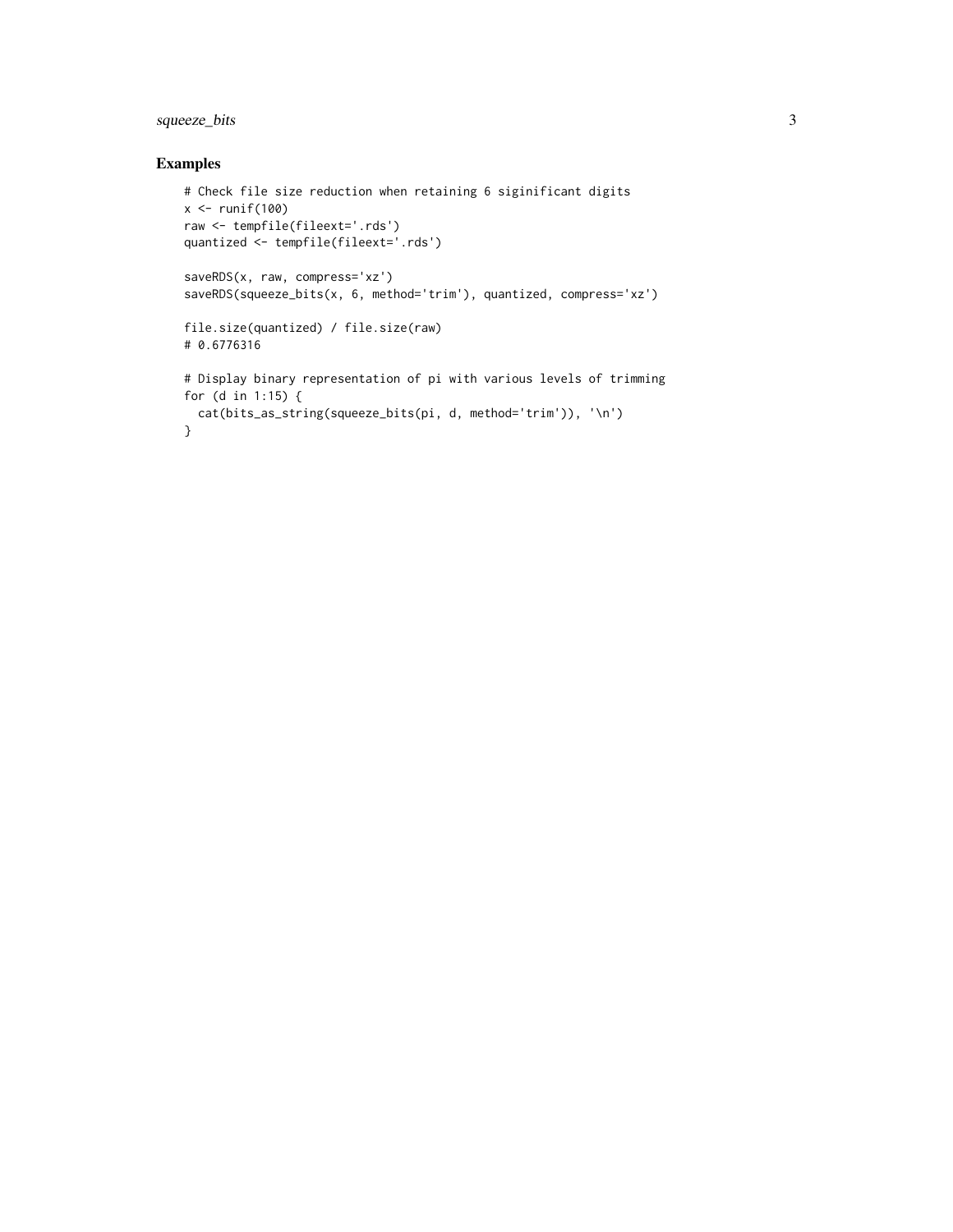## Examples

```
# Check file size reduction when retaining 6 siginificant digits
x <- runif(100)
raw <- tempfile(fileext='.rds')
quantized <- tempfile(fileext='.rds')

saveRDS(x, raw, compress='xz')
saveRDS(squeeze_bits(x, 6, method='trim'), quantized, compress='xz')

file.size(quantized) / file.size(raw)
# 0.6776316

# Display binary representation of pi with various levels of trimming
for (d in 1:15) {
  cat(bits_as_string(squeeze_bits(pi, d, method='trim')), '\n')
}
```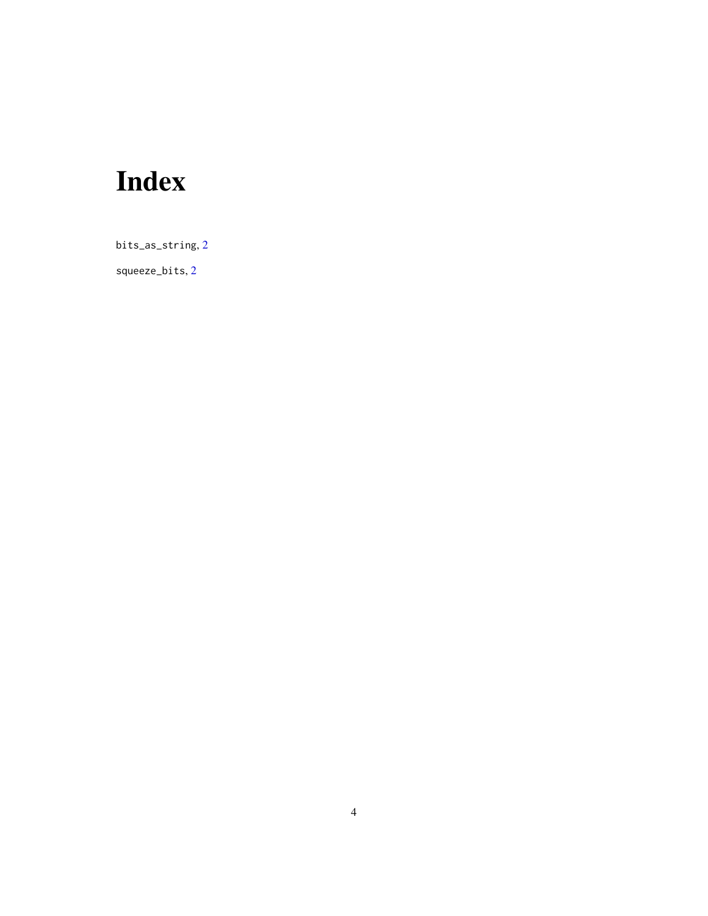# Index

bits_as_string, 2

squeeze_bits, 2